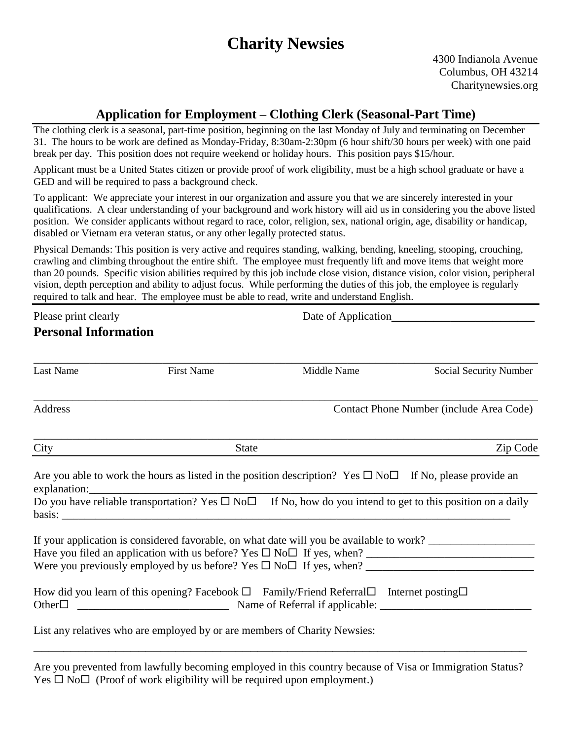# Charity Newsies

4300 Indianola Avenue
Columbus, OH 43214
Charitynewsies.org

## Application for Employment – Clothing Clerk (Seasonal-Part Time)

The clothing clerk is a seasonal, part-time position, beginning on the last Monday of July and terminating on December 31. The hours to be work are defined as Monday-Friday, 8:30am-2:30pm (6 hour shift/30 hours per week) with one paid break per day. This position does not require weekend or holiday hours. This position pays $15/hour.

Applicant must be a United States citizen or provide proof of work eligibility, must be a high school graduate or have a GED and will be required to pass a background check.

To applicant: We appreciate your interest in our organization and assure you that we are sincerely interested in your qualifications. A clear understanding of your background and work history will aid us in considering you the above listed position. We consider applicants without regard to race, color, religion, sex, national origin, age, disability or handicap, disabled or Vietnam era veteran status, or any other legally protected status.

Physical Demands: This position is very active and requires standing, walking, bending, kneeling, stooping, crouching, crawling and climbing throughout the entire shift. The employee must frequently lift and move items that weight more than 20 pounds. Specific vision abilities required by this job include close vision, distance vision, color vision, peripheral vision, depth perception and ability to adjust focus. While performing the duties of this job, the employee is regularly required to talk and hear. The employee must be able to read, write and understand English.

Please print clearly                                        Date of Application__________________________

### Personal Information

________________________________________________________________________________

Last Name          First Name          Middle Name          Social Security Number

________________________________________________________________________________

Address          Contact Phone Number (include Area Code)

________________________________________________________________________________

City          State          Zip Code

Are you able to work the hours as listed in the position description? Yes ☐ No☐ If No, please provide an explanation:______________________________________________________________________________

Do you have reliable transportation? Yes ☐ No☐ If No, how do you intend to get to this position on a daily basis: _______________________________________________________________________________

If your application is considered favorable, on what date will you be available to work? ___________________

Have you filed an application with us before? Yes ☐ No☐ If yes, when? ______________________________

Were you previously employed by us before? Yes ☐ No☐ If yes, when? ______________________________

How did you learn of this opening? Facebook ☐ Family/Friend Referral☐ Internet posting☐

Other☐ ___________________________ Name of Referral if applicable: ___________________________

List any relatives who are employed by or are members of Charity Newsies:

________________________________________________________________________________

Are you prevented from lawfully becoming employed in this country because of Visa or Immigration Status? Yes ☐ No☐ (Proof of work eligibility will be required upon employment.)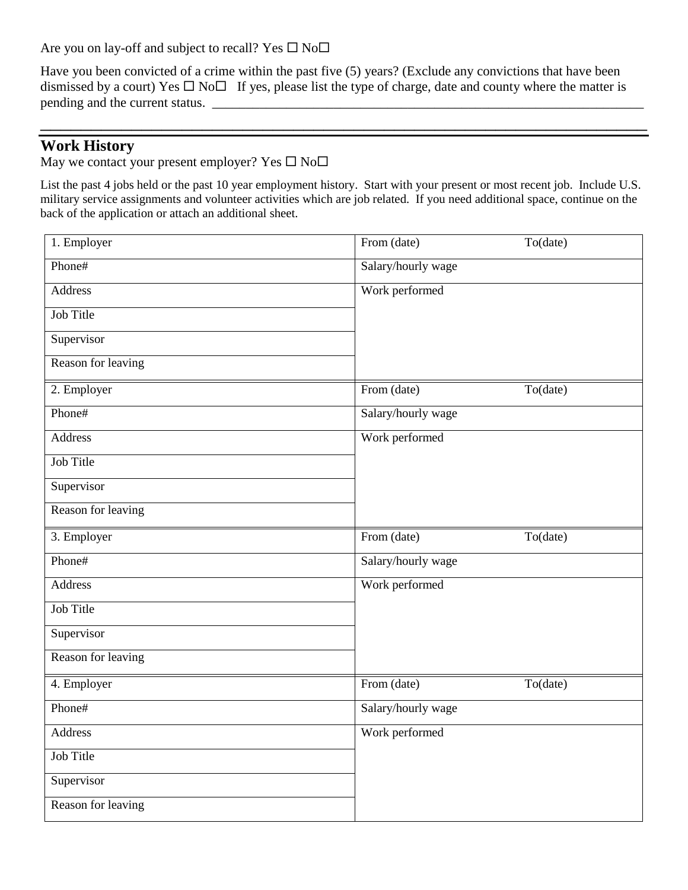Are you on lay-off and subject to recall? Yes ☐ No☐

Have you been convicted of a crime within the past five (5) years? (Exclude any convictions that have been dismissed by a court) Yes ☐ No☐ If yes, please list the type of charge, date and county where the matter is pending and the current status. ____________________________________________________________________

## Work History

May we contact your present employer? Yes ☐ No☐

List the past 4 jobs held or the past 10 year employment history. Start with your present or most recent job. Include U.S. military service assignments and volunteer activities which are job related. If you need additional space, continue on the back of the application or attach an additional sheet.

| | | |
|---|---|---|
| 1. Employer | From (date) | To(date) |
| Phone# | Salary/hourly wage | |
| Address | Work performed | |
| Job Title | | |
| Supervisor | | |
| Reason for leaving | | |
| 2. Employer | From (date) | To(date) |
| Phone# | Salary/hourly wage | |
| Address | Work performed | |
| Job Title | | |
| Supervisor | | |
| Reason for leaving | | |
| 3. Employer | From (date) | To(date) |
| Phone# | Salary/hourly wage | |
| Address | Work performed | |
| Job Title | | |
| Supervisor | | |
| Reason for leaving | | |
| 4. Employer | From (date) | To(date) |
| Phone# | Salary/hourly wage | |
| Address | Work performed | |
| Job Title | | |
| Supervisor | | |
| Reason for leaving | | |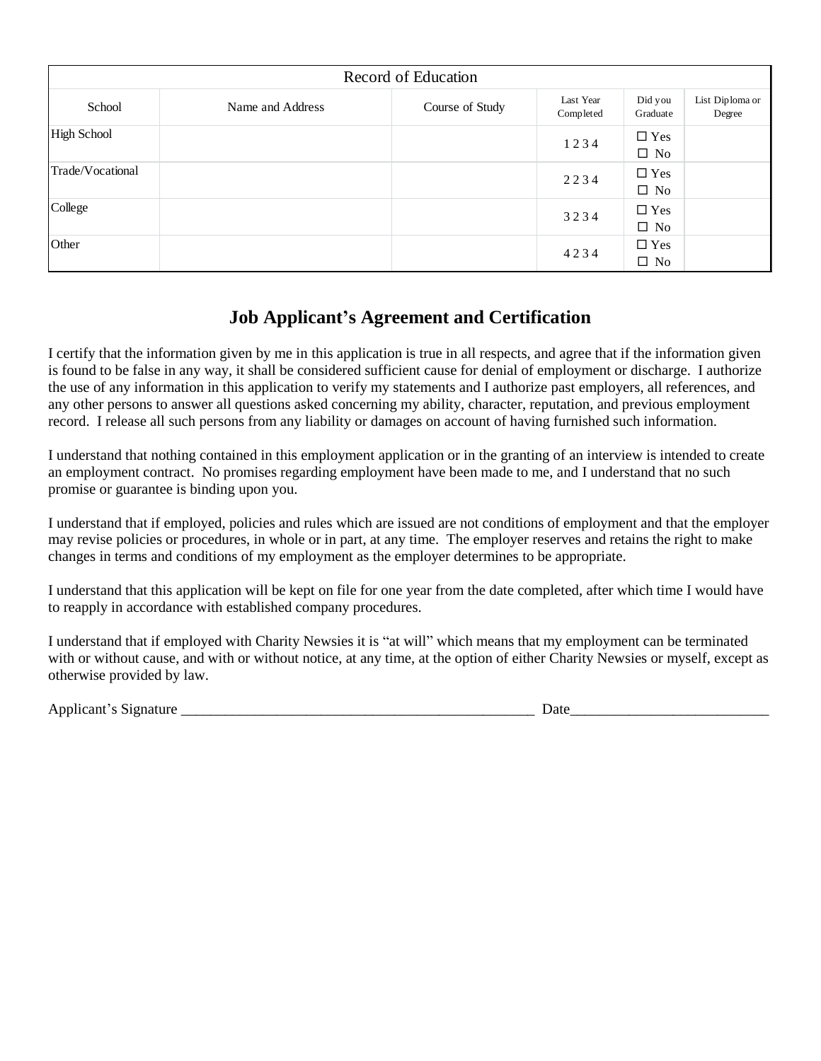| Record of Education | | | | | |
|---|---|---|---|---|---|
| School | Name and Address | Course of Study | Last Year Completed | Did you Graduate | List Diploma or Degree |
| High School | | | 1 2 3 4 | ☐ Yes ☐ No | |
| Trade/Vocational | | | 2 2 3 4 | ☐ Yes ☐ No | |
| College | | | 3 2 3 4 | ☐ Yes ☐ No | |
| Other | | | 4 2 3 4 | ☐ Yes ☐ No | |

## Job Applicant's Agreement and Certification

I certify that the information given by me in this application is true in all respects, and agree that if the information given is found to be false in any way, it shall be considered sufficient cause for denial of employment or discharge. I authorize the use of any information in this application to verify my statements and I authorize past employers, all references, and any other persons to answer all questions asked concerning my ability, character, reputation, and previous employment record. I release all such persons from any liability or damages on account of having furnished such information.

I understand that nothing contained in this employment application or in the granting of an interview is intended to create an employment contract. No promises regarding employment have been made to me, and I understand that no such promise or guarantee is binding upon you.

I understand that if employed, policies and rules which are issued are not conditions of employment and that the employer may revise policies or procedures, in whole or in part, at any time. The employer reserves and retains the right to make changes in terms and conditions of my employment as the employer determines to be appropriate.

I understand that this application will be kept on file for one year from the date completed, after which time I would have to reapply in accordance with established company procedures.

I understand that if employed with Charity Newsies it is "at will" which means that my employment can be terminated with or without cause, and with or without notice, at any time, at the option of either Charity Newsies or myself, except as otherwise provided by law.

Applicant's Signature __________________________________________________ Date___________________________